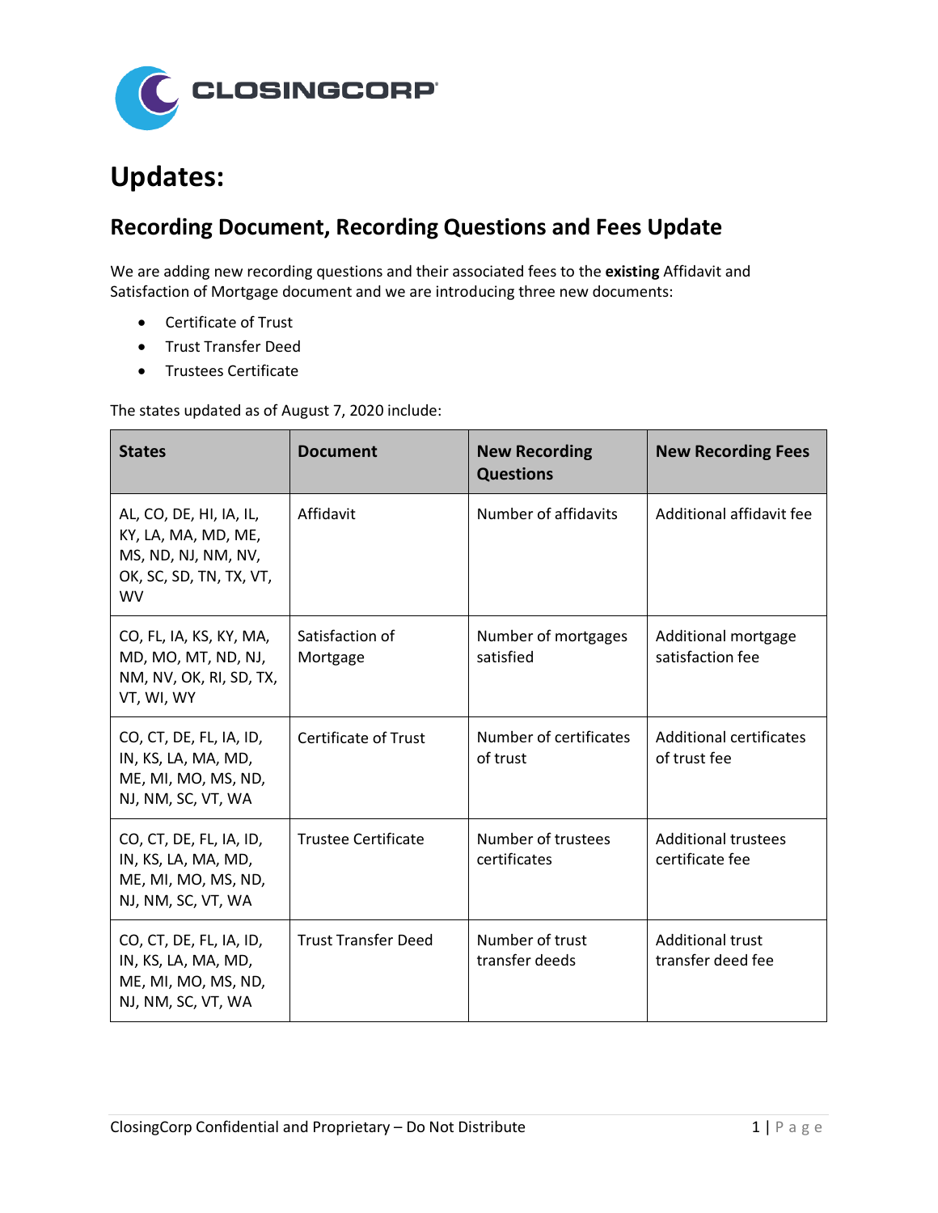# Updates:

## Recording Document, Recording Questions and Fees Update

We are adding new recording questions and their associated fees to the **existing** Affidavit and Satisfaction of Mortgage document and we are introducing three new documents:

- Certificate of Trust
- Trust Transfer Deed
- Trustees Certificate

The states updated as of August 7, 2020 include:

| States | Document | New Recording Questions | New Recording Fees |
|---|---|---|---|
| AL, CO, DE, HI, IA, IL, KY, LA, MA, MD, ME, MS, ND, NJ, NM, NV, OK, SC, SD, TN, TX, VT, WV | Affidavit | Number of affidavits | Additional affidavit fee |
| CO, FL, IA, KS, KY, MA, MD, MO, MT, ND, NJ, NM, NV, OK, RI, SD, TX, VT, WI, WY | Satisfaction of Mortgage | Number of mortgages satisfied | Additional mortgage satisfaction fee |
| CO, CT, DE, FL, IA, ID, IN, KS, LA, MA, MD, ME, MI, MO, MS, ND, NJ, NM, SC, VT, WA | Certificate of Trust | Number of certificates of trust | Additional certificates of trust fee |
| CO, CT, DE, FL, IA, ID, IN, KS, LA, MA, MD, ME, MI, MO, MS, ND, NJ, NM, SC, VT, WA | Trustee Certificate | Number of trustees certificates | Additional trustees certificate fee |
| CO, CT, DE, FL, IA, ID, IN, KS, LA, MA, MD, ME, MI, MO, MS, ND, NJ, NM, SC, VT, WA | Trust Transfer Deed | Number of trust transfer deeds | Additional trust transfer deed fee |

ClosingCorp Confidential and Proprietary – Do Not Distribute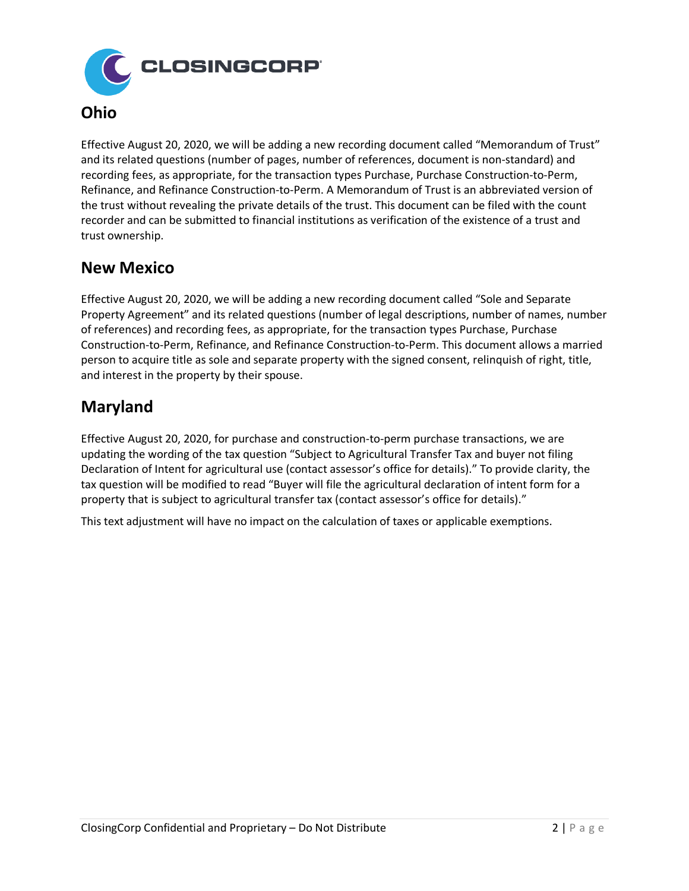## Ohio

Effective August 20, 2020, we will be adding a new recording document called "Memorandum of Trust" and its related questions (number of pages, number of references, document is non-standard) and recording fees, as appropriate, for the transaction types Purchase, Purchase Construction-to-Perm, Refinance, and Refinance Construction-to-Perm. A Memorandum of Trust is an abbreviated version of the trust without revealing the private details of the trust. This document can be filed with the count recorder and can be submitted to financial institutions as verification of the existence of a trust and trust ownership.

## New Mexico

Effective August 20, 2020, we will be adding a new recording document called "Sole and Separate Property Agreement" and its related questions (number of legal descriptions, number of names, number of references) and recording fees, as appropriate, for the transaction types Purchase, Purchase Construction-to-Perm, Refinance, and Refinance Construction-to-Perm. This document allows a married person to acquire title as sole and separate property with the signed consent, relinquish of right, title, and interest in the property by their spouse.

## Maryland

Effective August 20, 2020, for purchase and construction-to-perm purchase transactions, we are updating the wording of the tax question "Subject to Agricultural Transfer Tax and buyer not filing Declaration of Intent for agricultural use (contact assessor's office for details)." To provide clarity, the tax question will be modified to read "Buyer will file the agricultural declaration of intent form for a property that is subject to agricultural transfer tax (contact assessor's office for details)."

This text adjustment will have no impact on the calculation of taxes or applicable exemptions.